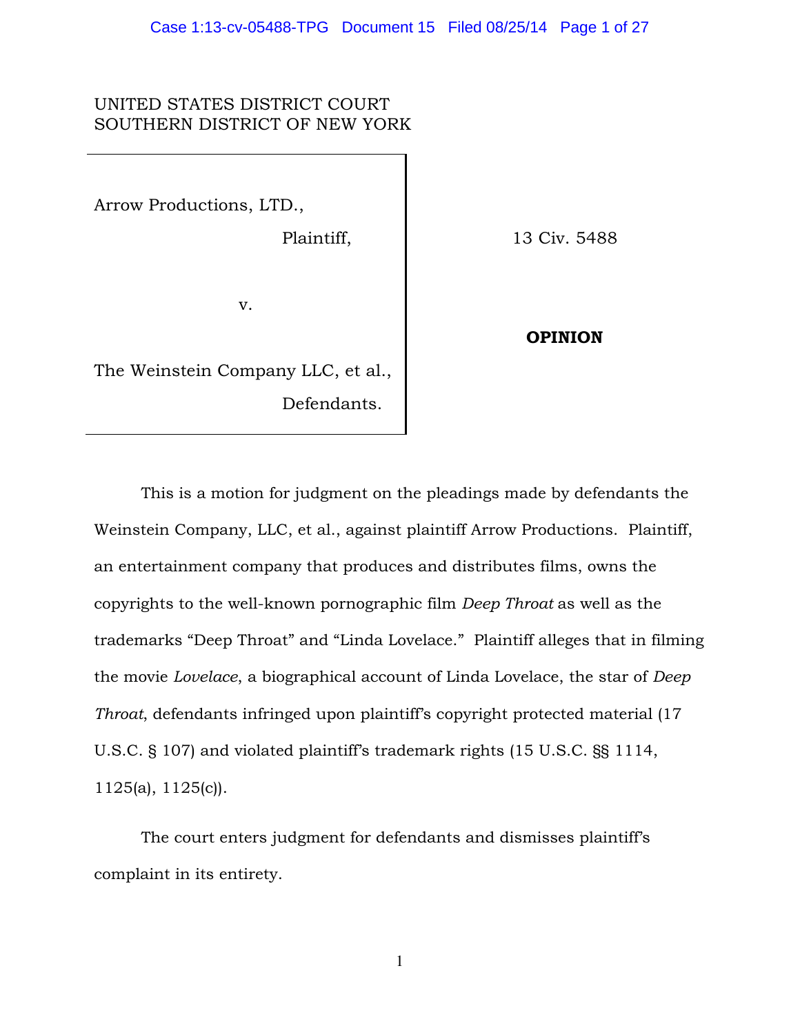UNITED STATES DISTRICT COURT
SOUTHERN DISTRICT OF NEW YORK

| | |
|---|---|
| Arrow Productions, LTD., Plaintiff, v. The Weinstein Company LLC, et al., Defendants. | 13 Civ. 5488 **OPINION** |

This is a motion for judgment on the pleadings made by defendants the Weinstein Company, LLC, et al., against plaintiff Arrow Productions. Plaintiff, an entertainment company that produces and distributes films, owns the copyrights to the well-known pornographic film *Deep Throat* as well as the trademarks "Deep Throat" and "Linda Lovelace." Plaintiff alleges that in filming the movie *Lovelace*, a biographical account of Linda Lovelace, the star of *Deep Throat*, defendants infringed upon plaintiff's copyright protected material (17 U.S.C. § 107) and violated plaintiff's trademark rights (15 U.S.C. §§ 1114, 1125(a), 1125(c)).

The court enters judgment for defendants and dismisses plaintiff's complaint in its entirety.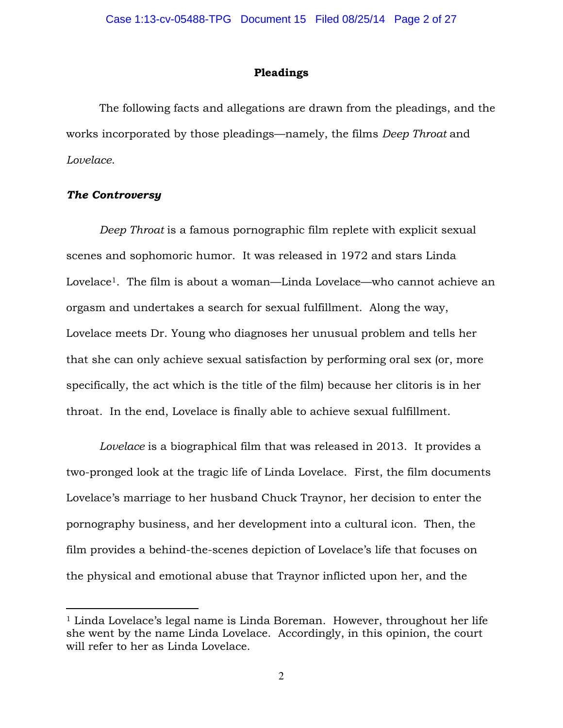## Pleadings

The following facts and allegations are drawn from the pleadings, and the works incorporated by those pleadings—namely, the films *Deep Throat* and *Lovelace*.

### *The Controversy*

*Deep Throat* is a famous pornographic film replete with explicit sexual scenes and sophomoric humor. It was released in 1972 and stars Linda Lovelace[1]. The film is about a woman—Linda Lovelace—who cannot achieve an orgasm and undertakes a search for sexual fulfillment. Along the way, Lovelace meets Dr. Young who diagnoses her unusual problem and tells her that she can only achieve sexual satisfaction by performing oral sex (or, more specifically, the act which is the title of the film) because her clitoris is in her throat. In the end, Lovelace is finally able to achieve sexual fulfillment.

*Lovelace* is a biographical film that was released in 2013. It provides a two-pronged look at the tragic life of Linda Lovelace. First, the film documents Lovelace's marriage to her husband Chuck Traynor, her decision to enter the pornography business, and her development into a cultural icon. Then, the film provides a behind-the-scenes depiction of Lovelace's life that focuses on the physical and emotional abuse that Traynor inflicted upon her, and the

---

[1] Linda Lovelace's legal name is Linda Boreman. However, throughout her life she went by the name Linda Lovelace. Accordingly, in this opinion, the court will refer to her as Linda Lovelace.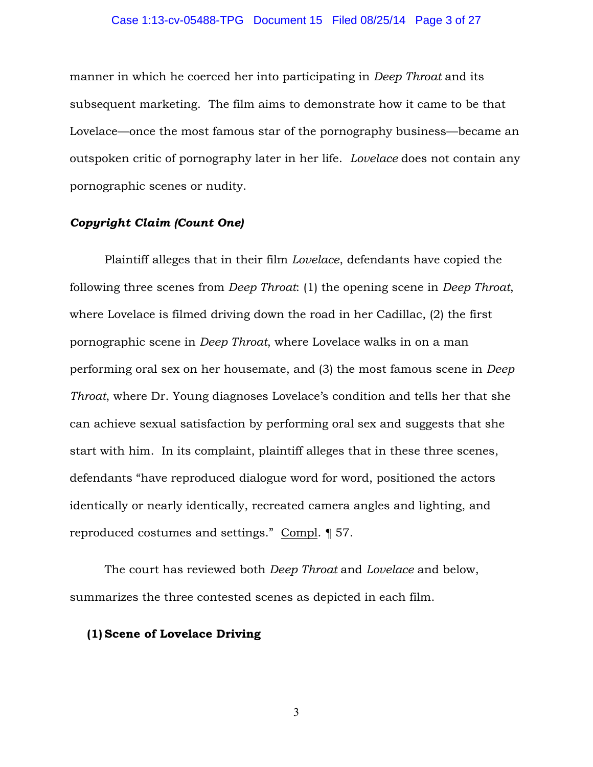manner in which he coerced her into participating in *Deep Throat* and its subsequent marketing. The film aims to demonstrate how it came to be that Lovelace—once the most famous star of the pornography business—became an outspoken critic of pornography later in her life. *Lovelace* does not contain any pornographic scenes or nudity.

***Copyright Claim (Count One)***

Plaintiff alleges that in their film *Lovelace*, defendants have copied the following three scenes from *Deep Throat*: (1) the opening scene in *Deep Throat*, where Lovelace is filmed driving down the road in her Cadillac, (2) the first pornographic scene in *Deep Throat*, where Lovelace walks in on a man performing oral sex on her housemate, and (3) the most famous scene in *Deep Throat*, where Dr. Young diagnoses Lovelace's condition and tells her that she can achieve sexual satisfaction by performing oral sex and suggests that she start with him. In its complaint, plaintiff alleges that in these three scenes, defendants "have reproduced dialogue word for word, positioned the actors identically or nearly identically, recreated camera angles and lighting, and reproduced costumes and settings." Compl. ¶ 57.

The court has reviewed both *Deep Throat* and *Lovelace* and below, summarizes the three contested scenes as depicted in each film.

**(1) Scene of Lovelace Driving**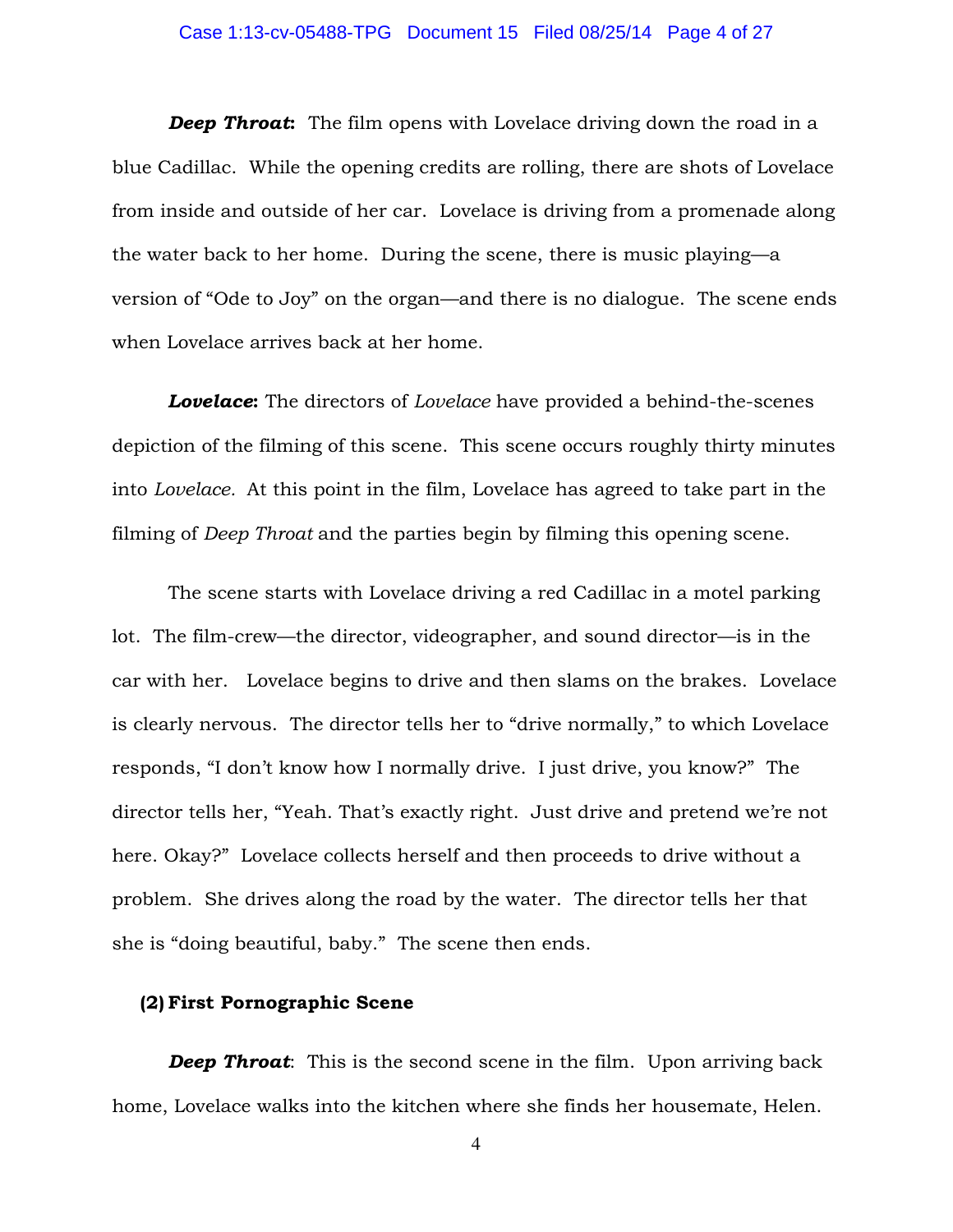***Deep Throat*:** The film opens with Lovelace driving down the road in a blue Cadillac. While the opening credits are rolling, there are shots of Lovelace from inside and outside of her car. Lovelace is driving from a promenade along the water back to her home. During the scene, there is music playing—a version of "Ode to Joy" on the organ—and there is no dialogue. The scene ends when Lovelace arrives back at her home.

***Lovelace*:** The directors of *Lovelace* have provided a behind-the-scenes depiction of the filming of this scene. This scene occurs roughly thirty minutes into *Lovelace*. At this point in the film, Lovelace has agreed to take part in the filming of *Deep Throat* and the parties begin by filming this opening scene.

The scene starts with Lovelace driving a red Cadillac in a motel parking lot. The film-crew—the director, videographer, and sound director—is in the car with her. Lovelace begins to drive and then slams on the brakes. Lovelace is clearly nervous. The director tells her to "drive normally," to which Lovelace responds, "I don't know how I normally drive. I just drive, you know?" The director tells her, "Yeah. That's exactly right. Just drive and pretend we're not here. Okay?" Lovelace collects herself and then proceeds to drive without a problem. She drives along the road by the water. The director tells her that she is "doing beautiful, baby." The scene then ends.

**(2) First Pornographic Scene**

***Deep Throat*:** This is the second scene in the film. Upon arriving back home, Lovelace walks into the kitchen where she finds her housemate, Helen.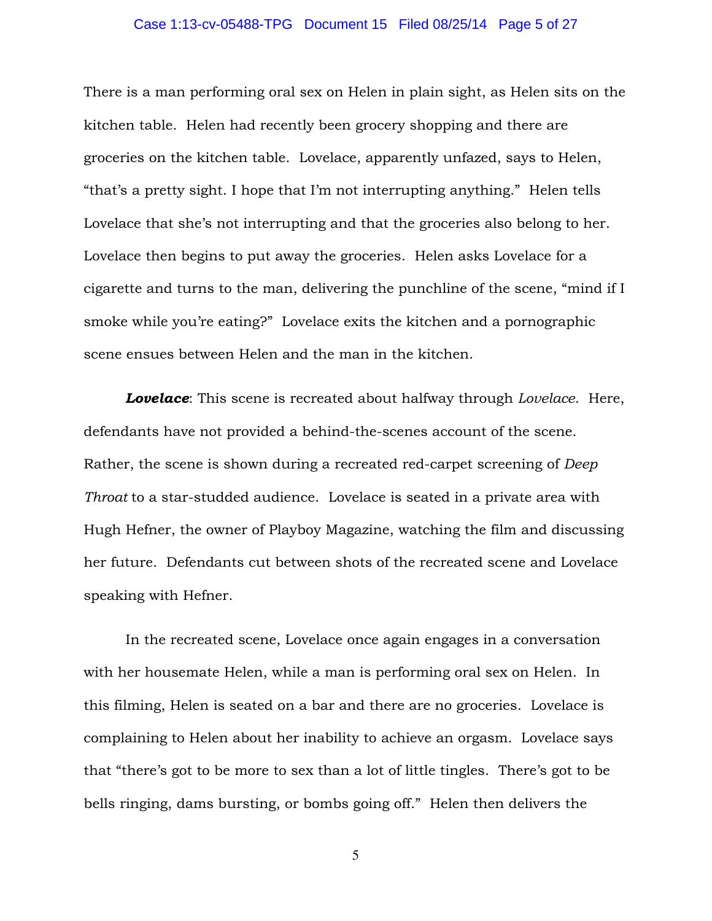There is a man performing oral sex on Helen in plain sight, as Helen sits on the kitchen table. Helen had recently been grocery shopping and there are groceries on the kitchen table. Lovelace, apparently unfazed, says to Helen, "that's a pretty sight. I hope that I'm not interrupting anything." Helen tells Lovelace that she's not interrupting and that the groceries also belong to her. Lovelace then begins to put away the groceries. Helen asks Lovelace for a cigarette and turns to the man, delivering the punchline of the scene, "mind if I smoke while you're eating?" Lovelace exits the kitchen and a pornographic scene ensues between Helen and the man in the kitchen.

***Lovelace***: This scene is recreated about halfway through *Lovelace*. Here, defendants have not provided a behind-the-scenes account of the scene. Rather, the scene is shown during a recreated red-carpet screening of *Deep Throat* to a star-studded audience. Lovelace is seated in a private area with Hugh Hefner, the owner of Playboy Magazine, watching the film and discussing her future. Defendants cut between shots of the recreated scene and Lovelace speaking with Hefner.

In the recreated scene, Lovelace once again engages in a conversation with her housemate Helen, while a man is performing oral sex on Helen. In this filming, Helen is seated on a bar and there are no groceries. Lovelace is complaining to Helen about her inability to achieve an orgasm. Lovelace says that "there's got to be more to sex than a lot of little tingles. There's got to be bells ringing, dams bursting, or bombs going off." Helen then delivers the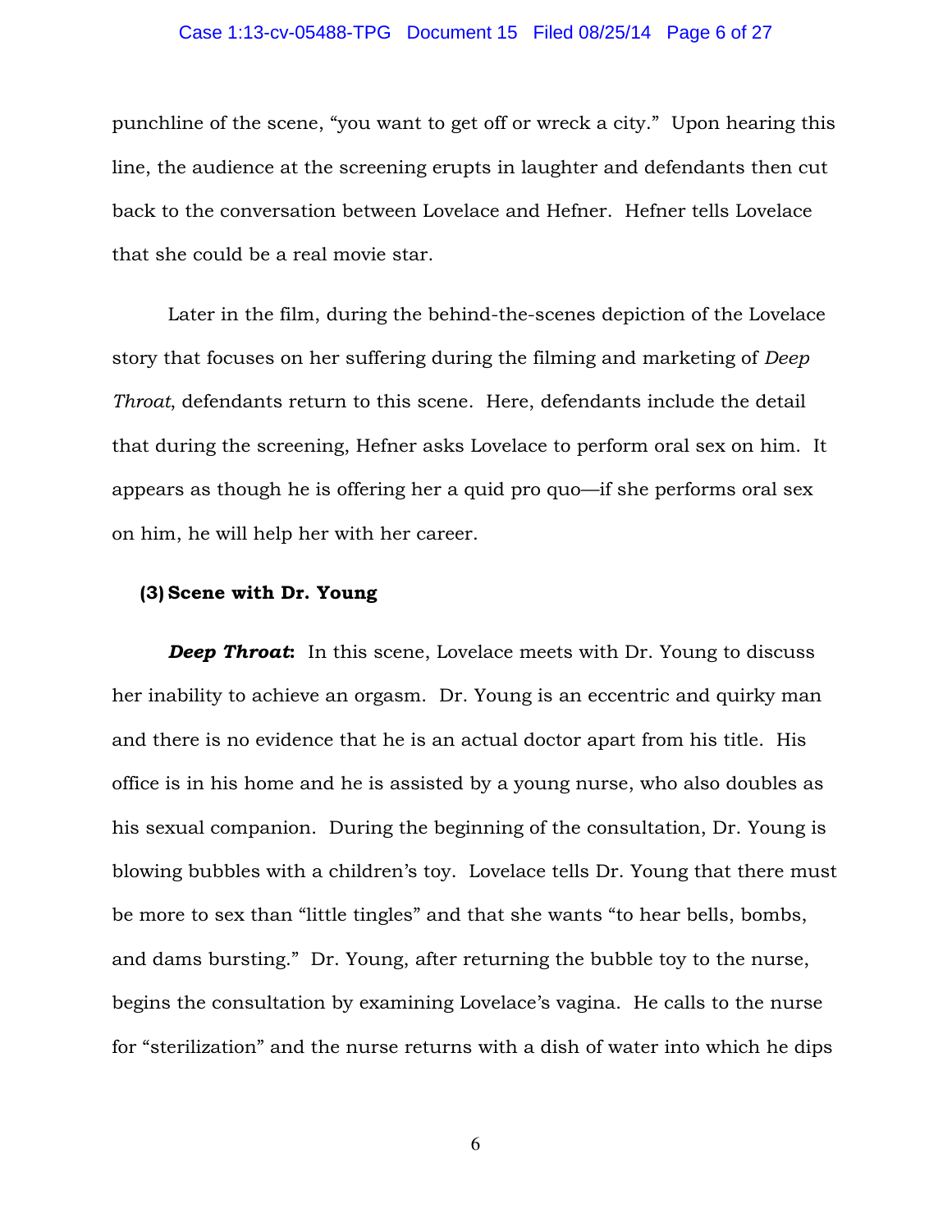punchline of the scene, "you want to get off or wreck a city." Upon hearing this line, the audience at the screening erupts in laughter and defendants then cut back to the conversation between Lovelace and Hefner. Hefner tells Lovelace that she could be a real movie star.

Later in the film, during the behind-the-scenes depiction of the Lovelace story that focuses on her suffering during the filming and marketing of *Deep Throat*, defendants return to this scene. Here, defendants include the detail that during the screening, Hefner asks Lovelace to perform oral sex on him. It appears as though he is offering her a quid pro quo—if she performs oral sex on him, he will help her with her career.

**(3) Scene with Dr. Young**

***Deep Throat*:** In this scene, Lovelace meets with Dr. Young to discuss her inability to achieve an orgasm. Dr. Young is an eccentric and quirky man and there is no evidence that he is an actual doctor apart from his title. His office is in his home and he is assisted by a young nurse, who also doubles as his sexual companion. During the beginning of the consultation, Dr. Young is blowing bubbles with a children's toy. Lovelace tells Dr. Young that there must be more to sex than "little tingles" and that she wants "to hear bells, bombs, and dams bursting." Dr. Young, after returning the bubble toy to the nurse, begins the consultation by examining Lovelace's vagina. He calls to the nurse for "sterilization" and the nurse returns with a dish of water into which he dips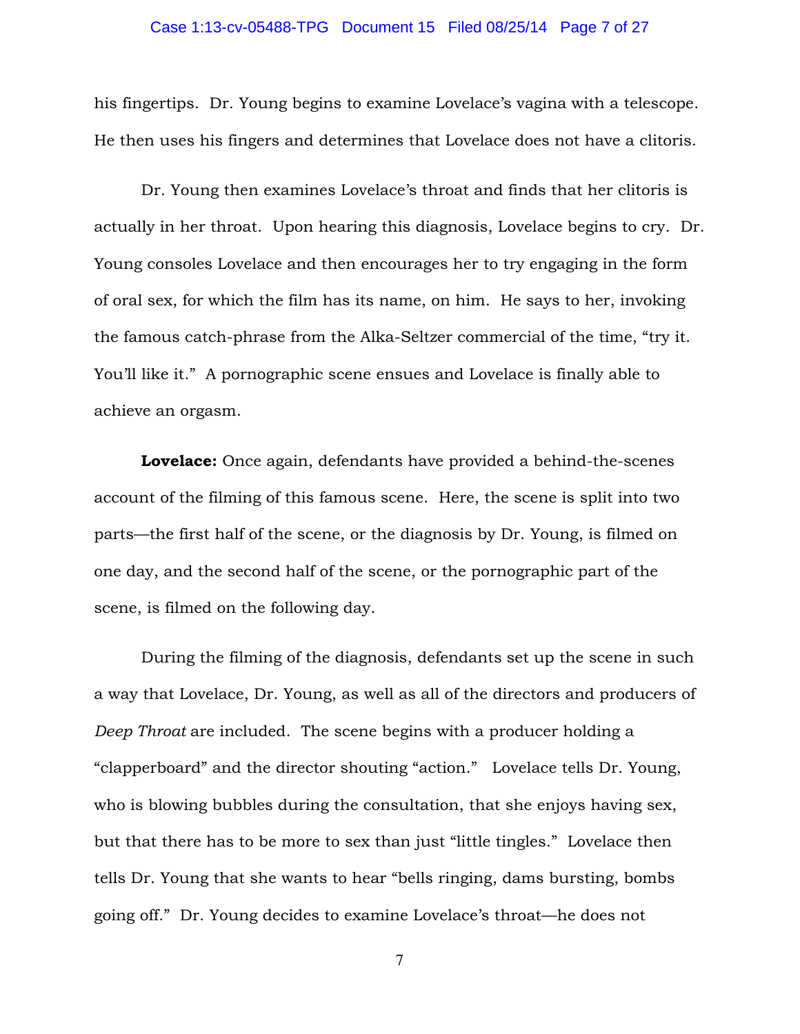his fingertips. Dr. Young begins to examine Lovelace's vagina with a telescope. He then uses his fingers and determines that Lovelace does not have a clitoris.

Dr. Young then examines Lovelace's throat and finds that her clitoris is actually in her throat. Upon hearing this diagnosis, Lovelace begins to cry. Dr. Young consoles Lovelace and then encourages her to try engaging in the form of oral sex, for which the film has its name, on him. He says to her, invoking the famous catch-phrase from the Alka-Seltzer commercial of the time, "try it. You'll like it." A pornographic scene ensues and Lovelace is finally able to achieve an orgasm.

**Lovelace:** Once again, defendants have provided a behind-the-scenes account of the filming of this famous scene. Here, the scene is split into two parts—the first half of the scene, or the diagnosis by Dr. Young, is filmed on one day, and the second half of the scene, or the pornographic part of the scene, is filmed on the following day.

During the filming of the diagnosis, defendants set up the scene in such a way that Lovelace, Dr. Young, as well as all of the directors and producers of *Deep Throat* are included. The scene begins with a producer holding a "clapperboard" and the director shouting "action." Lovelace tells Dr. Young, who is blowing bubbles during the consultation, that she enjoys having sex, but that there has to be more to sex than just "little tingles." Lovelace then tells Dr. Young that she wants to hear "bells ringing, dams bursting, bombs going off." Dr. Young decides to examine Lovelace's throat—he does not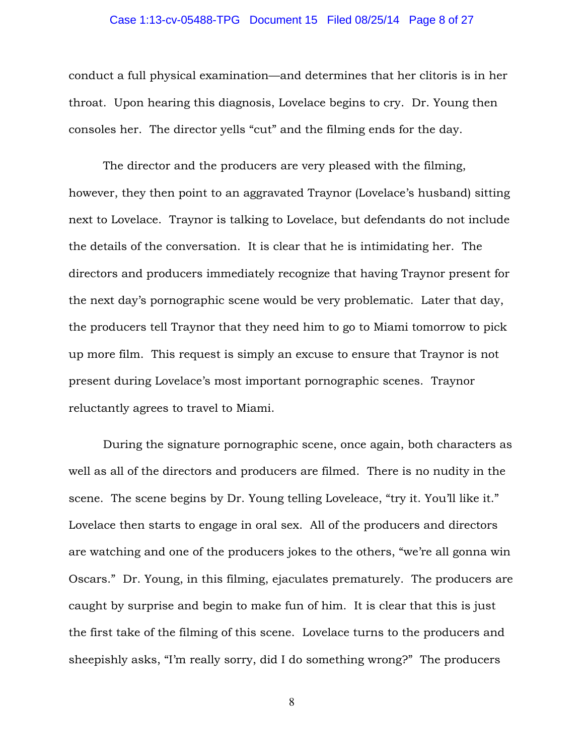conduct a full physical examination—and determines that her clitoris is in her throat. Upon hearing this diagnosis, Lovelace begins to cry. Dr. Young then consoles her. The director yells "cut" and the filming ends for the day.

The director and the producers are very pleased with the filming, however, they then point to an aggravated Traynor (Lovelace's husband) sitting next to Lovelace. Traynor is talking to Lovelace, but defendants do not include the details of the conversation. It is clear that he is intimidating her. The directors and producers immediately recognize that having Traynor present for the next day's pornographic scene would be very problematic. Later that day, the producers tell Traynor that they need him to go to Miami tomorrow to pick up more film. This request is simply an excuse to ensure that Traynor is not present during Lovelace's most important pornographic scenes. Traynor reluctantly agrees to travel to Miami.

During the signature pornographic scene, once again, both characters as well as all of the directors and producers are filmed. There is no nudity in the scene. The scene begins by Dr. Young telling Loveleace, "try it. You'll like it." Lovelace then starts to engage in oral sex. All of the producers and directors are watching and one of the producers jokes to the others, "we're all gonna win Oscars." Dr. Young, in this filming, ejaculates prematurely. The producers are caught by surprise and begin to make fun of him. It is clear that this is just the first take of the filming of this scene. Lovelace turns to the producers and sheepishly asks, "I'm really sorry, did I do something wrong?" The producers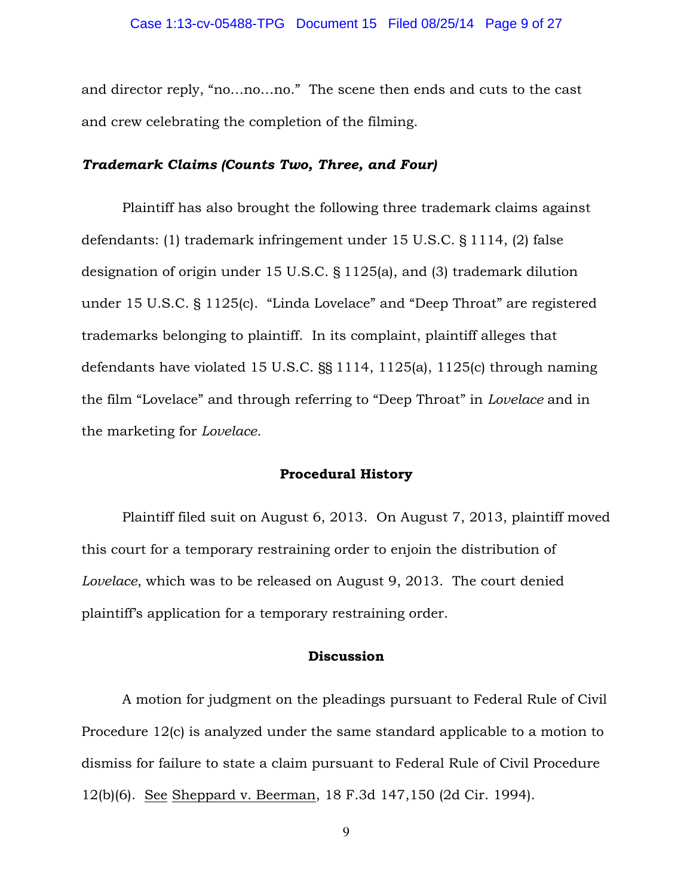and director reply, "no…no…no." The scene then ends and cuts to the cast and crew celebrating the completion of the filming.

***Trademark Claims (Counts Two, Three, and Four)***

Plaintiff has also brought the following three trademark claims against defendants: (1) trademark infringement under 15 U.S.C. § 1114, (2) false designation of origin under 15 U.S.C. § 1125(a), and (3) trademark dilution under 15 U.S.C. § 1125(c). "Linda Lovelace" and "Deep Throat" are registered trademarks belonging to plaintiff. In its complaint, plaintiff alleges that defendants have violated 15 U.S.C. §§ 1114, 1125(a), 1125(c) through naming the film "Lovelace" and through referring to "Deep Throat" in *Lovelace* and in the marketing for *Lovelace*.

**Procedural History**

Plaintiff filed suit on August 6, 2013. On August 7, 2013, plaintiff moved this court for a temporary restraining order to enjoin the distribution of *Lovelace*, which was to be released on August 9, 2013. The court denied plaintiff's application for a temporary restraining order.

**Discussion**

A motion for judgment on the pleadings pursuant to Federal Rule of Civil Procedure 12(c) is analyzed under the same standard applicable to a motion to dismiss for failure to state a claim pursuant to Federal Rule of Civil Procedure 12(b)(6). See Sheppard v. Beerman, 18 F.3d 147,150 (2d Cir. 1994).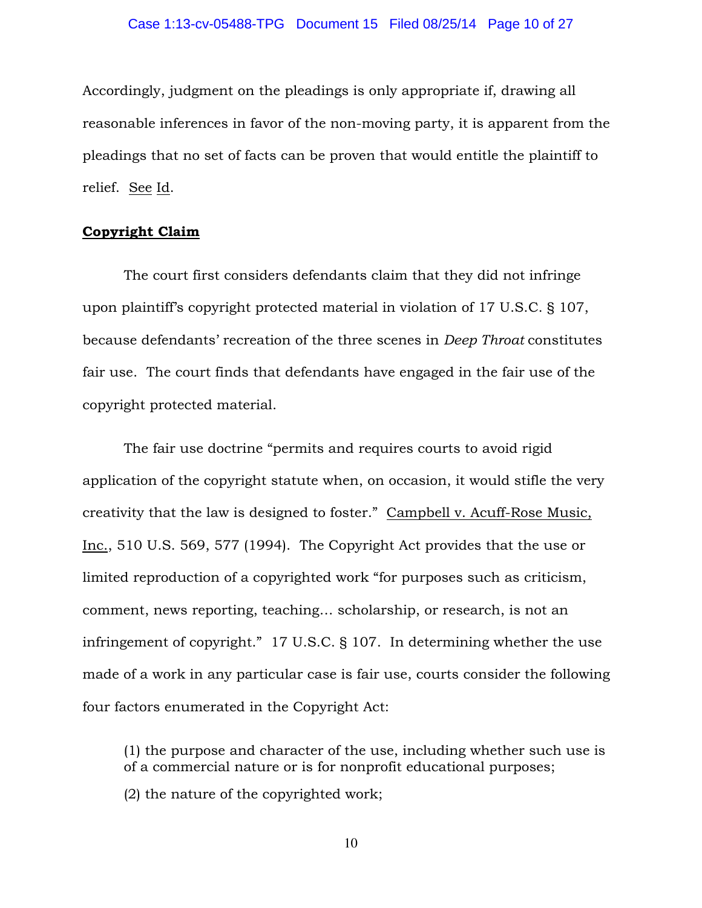Accordingly, judgment on the pleadings is only appropriate if, drawing all reasonable inferences in favor of the non-moving party, it is apparent from the pleadings that no set of facts can be proven that would entitle the plaintiff to relief. See Id.

**Copyright Claim**

The court first considers defendants claim that they did not infringe upon plaintiff's copyright protected material in violation of 17 U.S.C. § 107, because defendants' recreation of the three scenes in *Deep Throat* constitutes fair use. The court finds that defendants have engaged in the fair use of the copyright protected material.

The fair use doctrine "permits and requires courts to avoid rigid application of the copyright statute when, on occasion, it would stifle the very creativity that the law is designed to foster." Campbell v. Acuff-Rose Music, Inc., 510 U.S. 569, 577 (1994). The Copyright Act provides that the use or limited reproduction of a copyrighted work "for purposes such as criticism, comment, news reporting, teaching… scholarship, or research, is not an infringement of copyright." 17 U.S.C. § 107. In determining whether the use made of a work in any particular case is fair use, courts consider the following four factors enumerated in the Copyright Act:

> (1) the purpose and character of the use, including whether such use is of a commercial nature or is for nonprofit educational purposes;
>
> (2) the nature of the copyrighted work;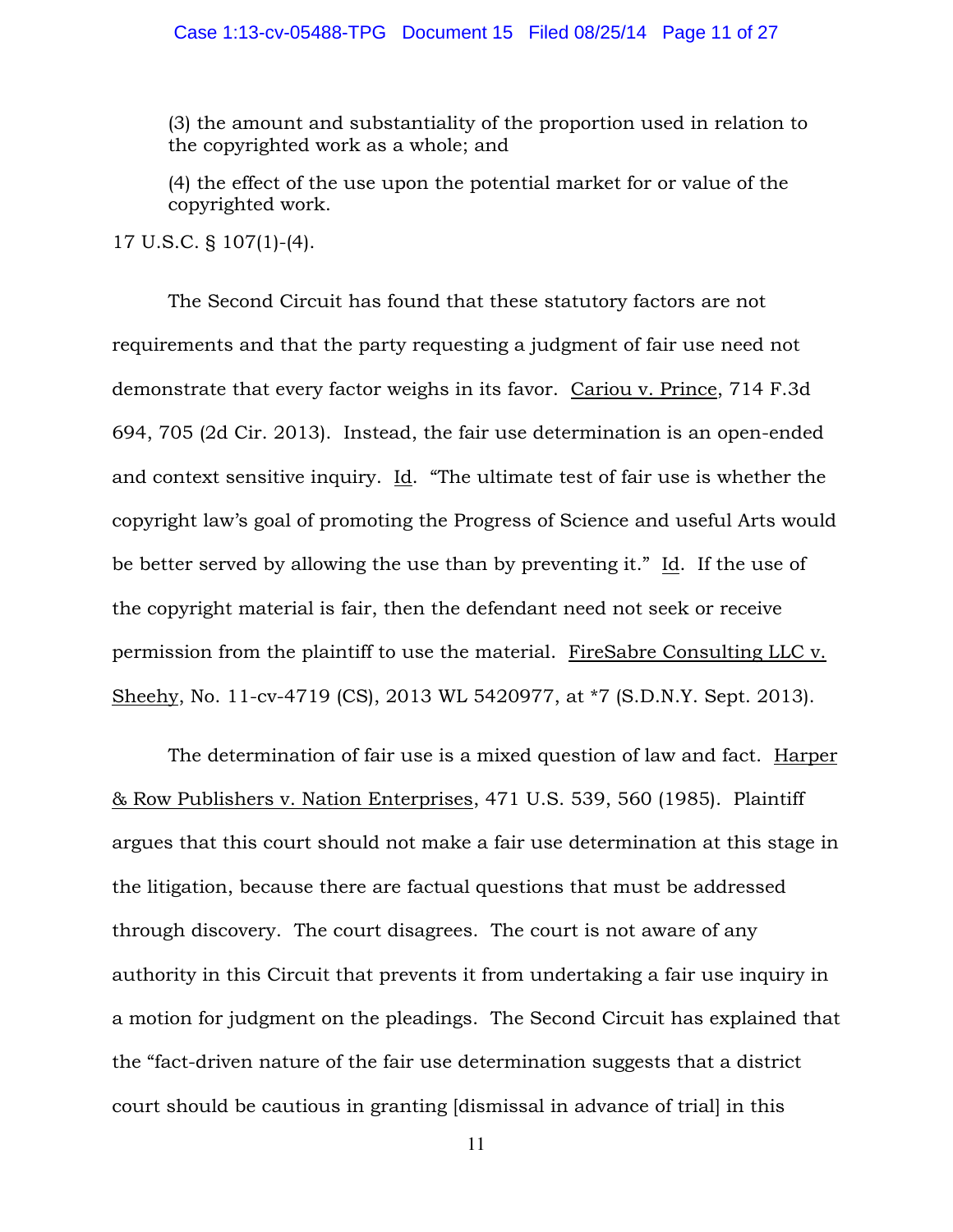> (3) the amount and substantiality of the proportion used in relation to the copyrighted work as a whole; and
>
> (4) the effect of the use upon the potential market for or value of the copyrighted work.

17 U.S.C. § 107(1)-(4).

The Second Circuit has found that these statutory factors are not requirements and that the party requesting a judgment of fair use need not demonstrate that every factor weighs in its favor. Cariou v. Prince, 714 F.3d 694, 705 (2d Cir. 2013). Instead, the fair use determination is an open-ended and context sensitive inquiry. Id. "The ultimate test of fair use is whether the copyright law's goal of promoting the Progress of Science and useful Arts would be better served by allowing the use than by preventing it." Id. If the use of the copyright material is fair, then the defendant need not seek or receive permission from the plaintiff to use the material. FireSabre Consulting LLC v. Sheehy, No. 11-cv-4719 (CS), 2013 WL 5420977, at *7 (S.D.N.Y. Sept. 2013).

The determination of fair use is a mixed question of law and fact. Harper & Row Publishers v. Nation Enterprises, 471 U.S. 539, 560 (1985). Plaintiff argues that this court should not make a fair use determination at this stage in the litigation, because there are factual questions that must be addressed through discovery. The court disagrees. The court is not aware of any authority in this Circuit that prevents it from undertaking a fair use inquiry in a motion for judgment on the pleadings. The Second Circuit has explained that the "fact-driven nature of the fair use determination suggests that a district court should be cautious in granting [dismissal in advance of trial] in this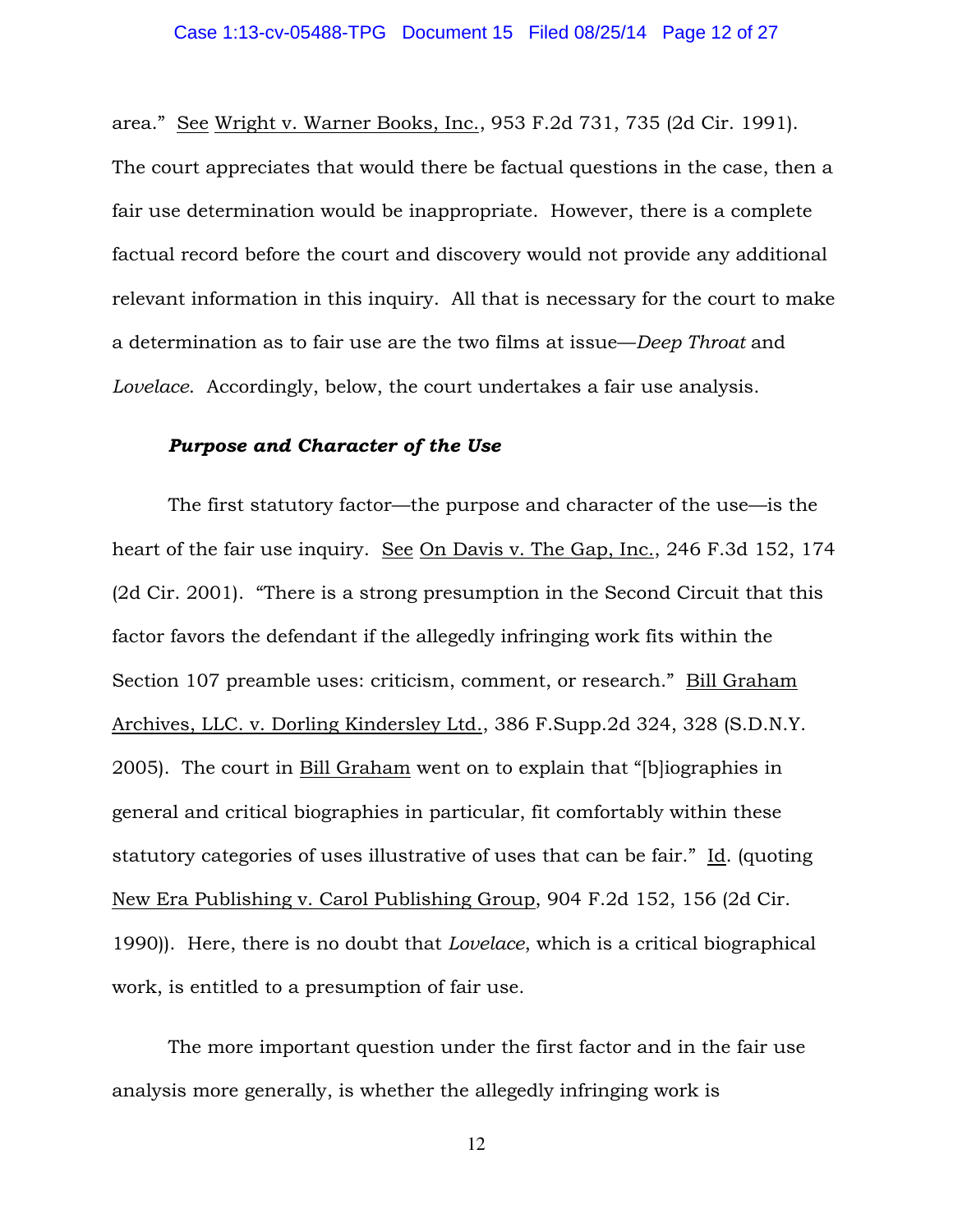area." See Wright v. Warner Books, Inc., 953 F.2d 731, 735 (2d Cir. 1991). The court appreciates that would there be factual questions in the case, then a fair use determination would be inappropriate. However, there is a complete factual record before the court and discovery would not provide any additional relevant information in this inquiry. All that is necessary for the court to make a determination as to fair use are the two films at issue—*Deep Throat* and *Lovelace*. Accordingly, below, the court undertakes a fair use analysis.

***Purpose and Character of the Use***

The first statutory factor—the purpose and character of the use—is the heart of the fair use inquiry. See On Davis v. The Gap, Inc., 246 F.3d 152, 174 (2d Cir. 2001). "There is a strong presumption in the Second Circuit that this factor favors the defendant if the allegedly infringing work fits within the Section 107 preamble uses: criticism, comment, or research." Bill Graham Archives, LLC. v. Dorling Kindersley Ltd., 386 F.Supp.2d 324, 328 (S.D.N.Y. 2005). The court in Bill Graham went on to explain that "[b]iographies in general and critical biographies in particular, fit comfortably within these statutory categories of uses illustrative of uses that can be fair." Id. (quoting New Era Publishing v. Carol Publishing Group, 904 F.2d 152, 156 (2d Cir. 1990)). Here, there is no doubt that *Lovelace*, which is a critical biographical work, is entitled to a presumption of fair use.

The more important question under the first factor and in the fair use analysis more generally, is whether the allegedly infringing work is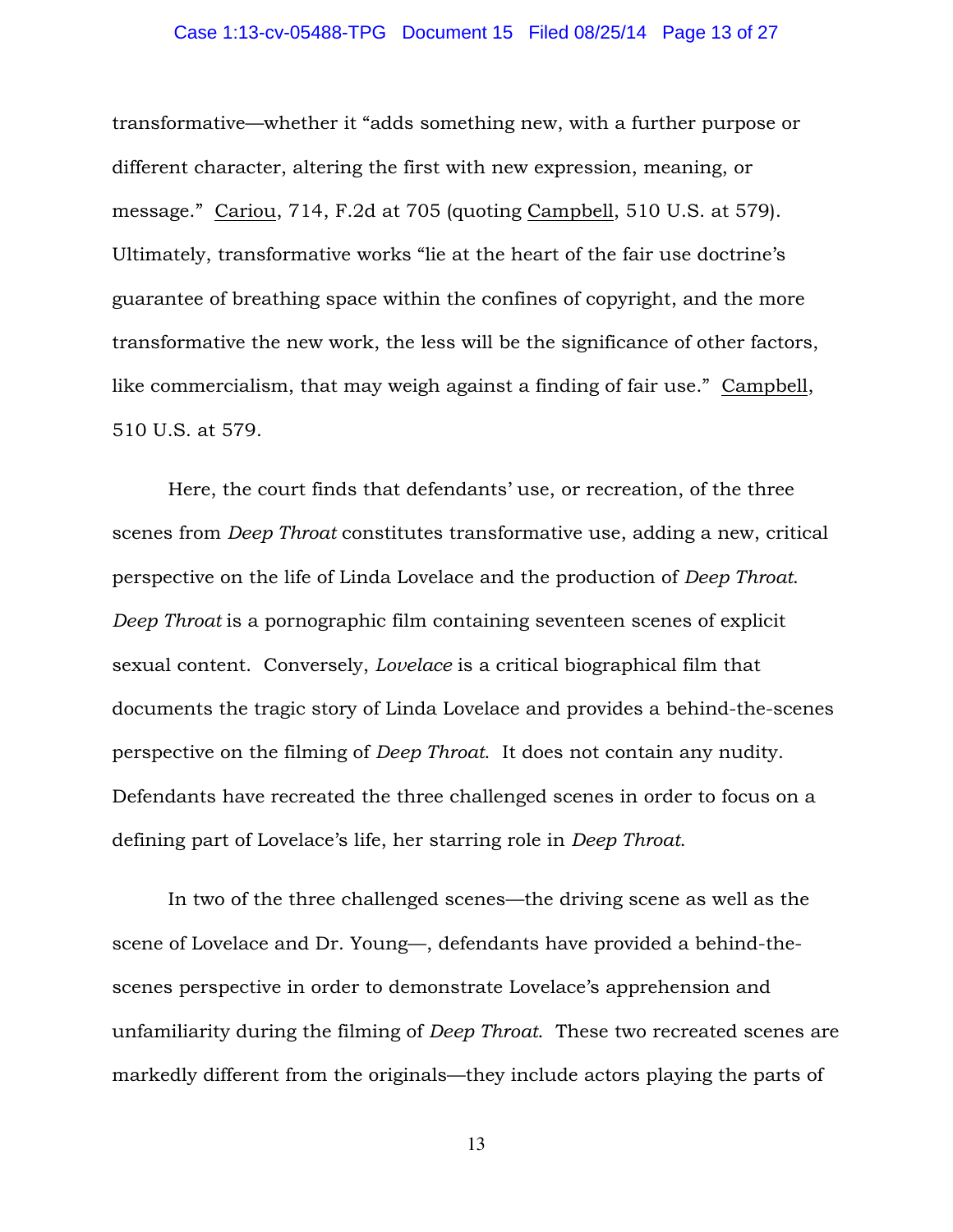transformative—whether it "adds something new, with a further purpose or different character, altering the first with new expression, meaning, or message." Cariou, 714, F.2d at 705 (quoting Campbell, 510 U.S. at 579). Ultimately, transformative works "lie at the heart of the fair use doctrine's guarantee of breathing space within the confines of copyright, and the more transformative the new work, the less will be the significance of other factors, like commercialism, that may weigh against a finding of fair use." Campbell, 510 U.S. at 579.

Here, the court finds that defendants' use, or recreation, of the three scenes from *Deep Throat* constitutes transformative use, adding a new, critical perspective on the life of Linda Lovelace and the production of *Deep Throat*. *Deep Throat* is a pornographic film containing seventeen scenes of explicit sexual content. Conversely, *Lovelace* is a critical biographical film that documents the tragic story of Linda Lovelace and provides a behind-the-scenes perspective on the filming of *Deep Throat*. It does not contain any nudity. Defendants have recreated the three challenged scenes in order to focus on a defining part of Lovelace's life, her starring role in *Deep Throat*.

In two of the three challenged scenes—the driving scene as well as the scene of Lovelace and Dr. Young—, defendants have provided a behind-the-scenes perspective in order to demonstrate Lovelace's apprehension and unfamiliarity during the filming of *Deep Throat*. These two recreated scenes are markedly different from the originals—they include actors playing the parts of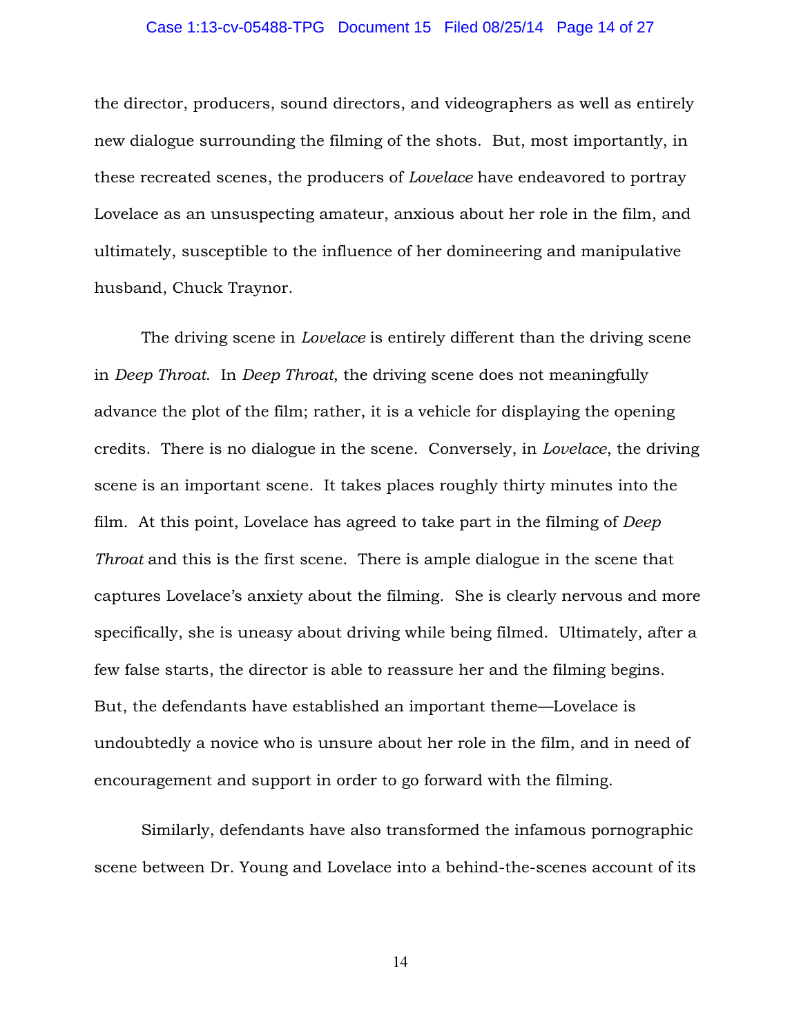the director, producers, sound directors, and videographers as well as entirely new dialogue surrounding the filming of the shots. But, most importantly, in these recreated scenes, the producers of *Lovelace* have endeavored to portray Lovelace as an unsuspecting amateur, anxious about her role in the film, and ultimately, susceptible to the influence of her domineering and manipulative husband, Chuck Traynor.

The driving scene in *Lovelace* is entirely different than the driving scene in *Deep Throat*. In *Deep Throat*, the driving scene does not meaningfully advance the plot of the film; rather, it is a vehicle for displaying the opening credits. There is no dialogue in the scene. Conversely, in *Lovelace*, the driving scene is an important scene. It takes places roughly thirty minutes into the film. At this point, Lovelace has agreed to take part in the filming of *Deep Throat* and this is the first scene. There is ample dialogue in the scene that captures Lovelace's anxiety about the filming. She is clearly nervous and more specifically, she is uneasy about driving while being filmed. Ultimately, after a few false starts, the director is able to reassure her and the filming begins. But, the defendants have established an important theme—Lovelace is undoubtedly a novice who is unsure about her role in the film, and in need of encouragement and support in order to go forward with the filming.

Similarly, defendants have also transformed the infamous pornographic scene between Dr. Young and Lovelace into a behind-the-scenes account of its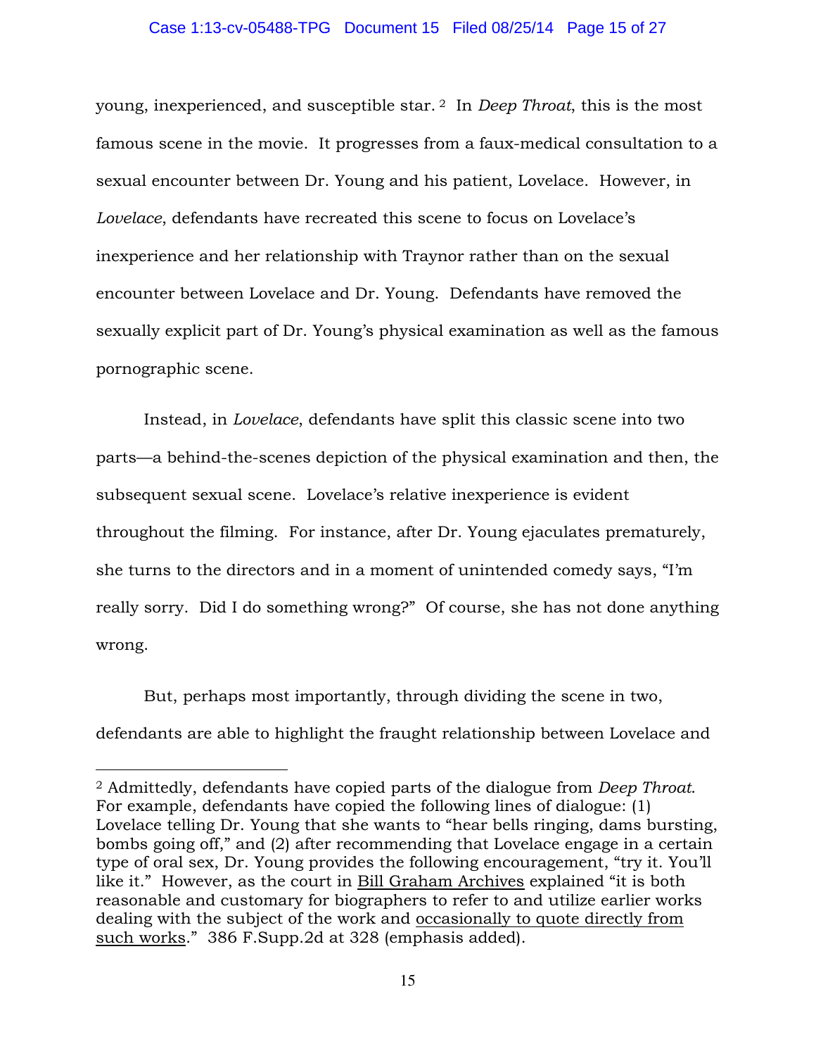young, inexperienced, and susceptible star.[2] In *Deep Throat*, this is the most famous scene in the movie. It progresses from a faux-medical consultation to a sexual encounter between Dr. Young and his patient, Lovelace. However, in *Lovelace*, defendants have recreated this scene to focus on Lovelace's inexperience and her relationship with Traynor rather than on the sexual encounter between Lovelace and Dr. Young. Defendants have removed the sexually explicit part of Dr. Young's physical examination as well as the famous pornographic scene.

Instead, in *Lovelace*, defendants have split this classic scene into two parts—a behind-the-scenes depiction of the physical examination and then, the subsequent sexual scene. Lovelace's relative inexperience is evident throughout the filming. For instance, after Dr. Young ejaculates prematurely, she turns to the directors and in a moment of unintended comedy says, "I'm really sorry. Did I do something wrong?" Of course, she has not done anything wrong.

But, perhaps most importantly, through dividing the scene in two, defendants are able to highlight the fraught relationship between Lovelace and

---

[2] Admittedly, defendants have copied parts of the dialogue from *Deep Throat*. For example, defendants have copied the following lines of dialogue: (1) Lovelace telling Dr. Young that she wants to "hear bells ringing, dams bursting, bombs going off," and (2) after recommending that Lovelace engage in a certain type of oral sex, Dr. Young provides the following encouragement, "try it. You'll like it." However, as the court in <u>Bill Graham Archives</u> explained "it is both reasonable and customary for biographers to refer to and utilize earlier works dealing with the subject of the work and <u>occasionally to quote directly from such works</u>." 386 F.Supp.2d at 328 (emphasis added).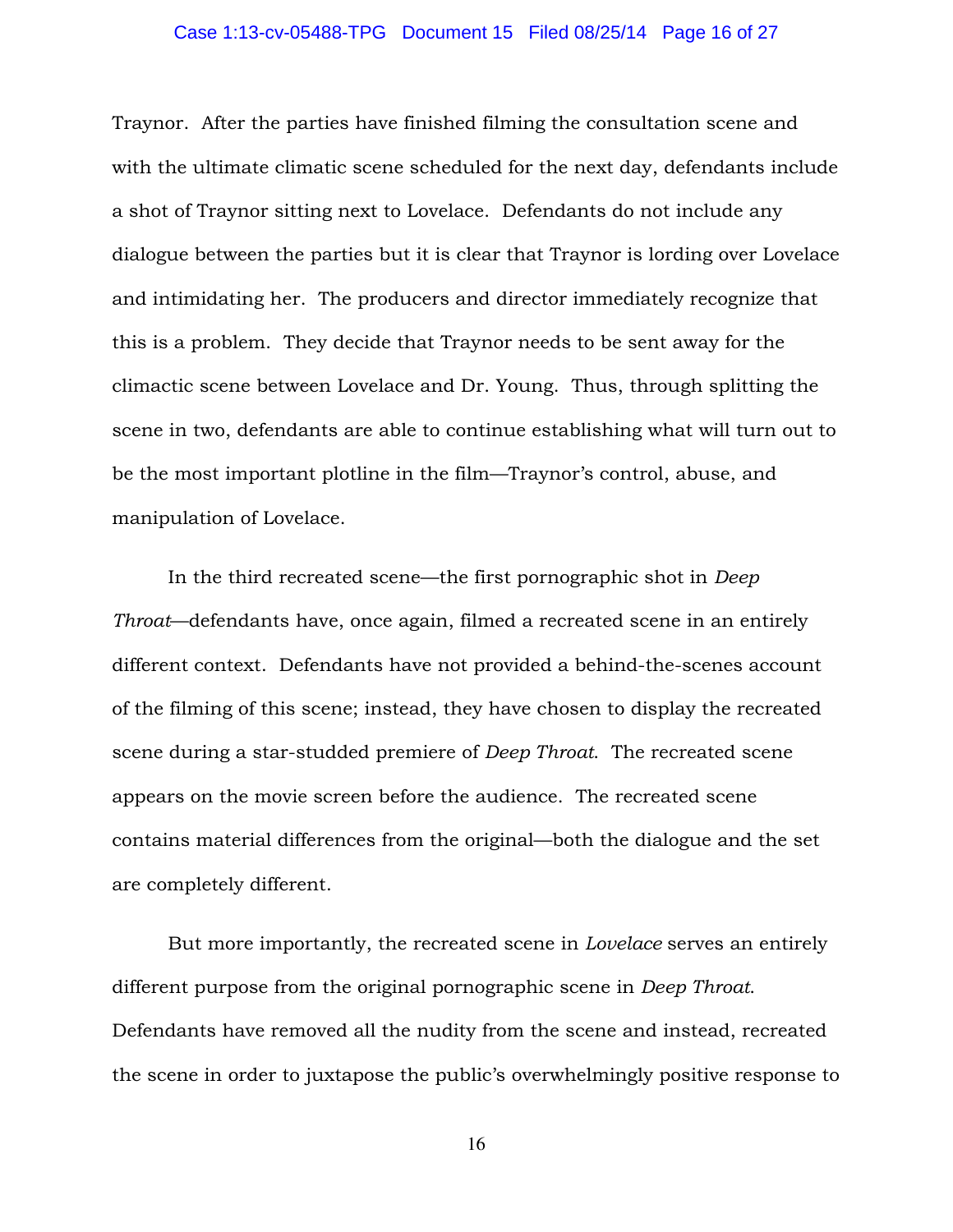Traynor. After the parties have finished filming the consultation scene and with the ultimate climatic scene scheduled for the next day, defendants include a shot of Traynor sitting next to Lovelace. Defendants do not include any dialogue between the parties but it is clear that Traynor is lording over Lovelace and intimidating her. The producers and director immediately recognize that this is a problem. They decide that Traynor needs to be sent away for the climactic scene between Lovelace and Dr. Young. Thus, through splitting the scene in two, defendants are able to continue establishing what will turn out to be the most important plotline in the film—Traynor's control, abuse, and manipulation of Lovelace.

In the third recreated scene—the first pornographic shot in *Deep Throat*—defendants have, once again, filmed a recreated scene in an entirely different context. Defendants have not provided a behind-the-scenes account of the filming of this scene; instead, they have chosen to display the recreated scene during a star-studded premiere of *Deep Throat*. The recreated scene appears on the movie screen before the audience. The recreated scene contains material differences from the original—both the dialogue and the set are completely different.

But more importantly, the recreated scene in *Lovelace* serves an entirely different purpose from the original pornographic scene in *Deep Throat*. Defendants have removed all the nudity from the scene and instead, recreated the scene in order to juxtapose the public's overwhelmingly positive response to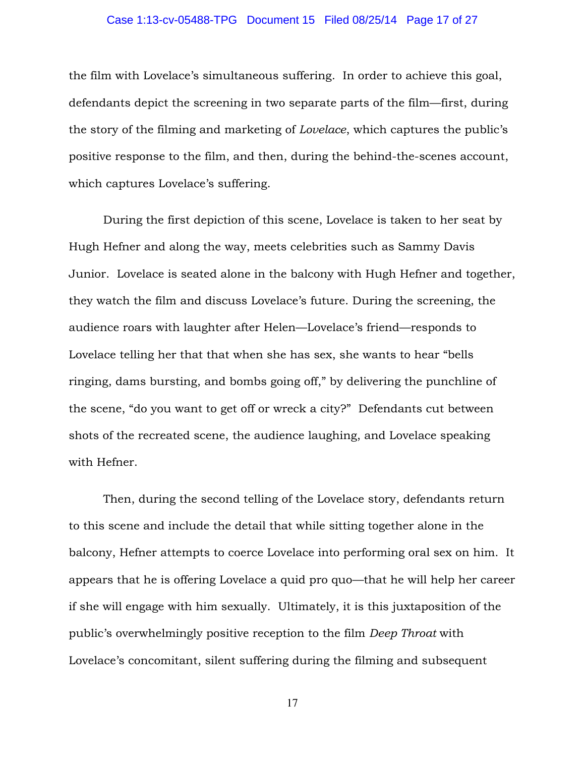the film with Lovelace's simultaneous suffering. In order to achieve this goal, defendants depict the screening in two separate parts of the film—first, during the story of the filming and marketing of *Lovelace*, which captures the public's positive response to the film, and then, during the behind-the-scenes account, which captures Lovelace's suffering.

During the first depiction of this scene, Lovelace is taken to her seat by Hugh Hefner and along the way, meets celebrities such as Sammy Davis Junior. Lovelace is seated alone in the balcony with Hugh Hefner and together, they watch the film and discuss Lovelace's future. During the screening, the audience roars with laughter after Helen—Lovelace's friend—responds to Lovelace telling her that that when she has sex, she wants to hear "bells ringing, dams bursting, and bombs going off," by delivering the punchline of the scene, "do you want to get off or wreck a city?" Defendants cut between shots of the recreated scene, the audience laughing, and Lovelace speaking with Hefner.

Then, during the second telling of the Lovelace story, defendants return to this scene and include the detail that while sitting together alone in the balcony, Hefner attempts to coerce Lovelace into performing oral sex on him. It appears that he is offering Lovelace a quid pro quo—that he will help her career if she will engage with him sexually. Ultimately, it is this juxtaposition of the public's overwhelmingly positive reception to the film *Deep Throat* with Lovelace's concomitant, silent suffering during the filming and subsequent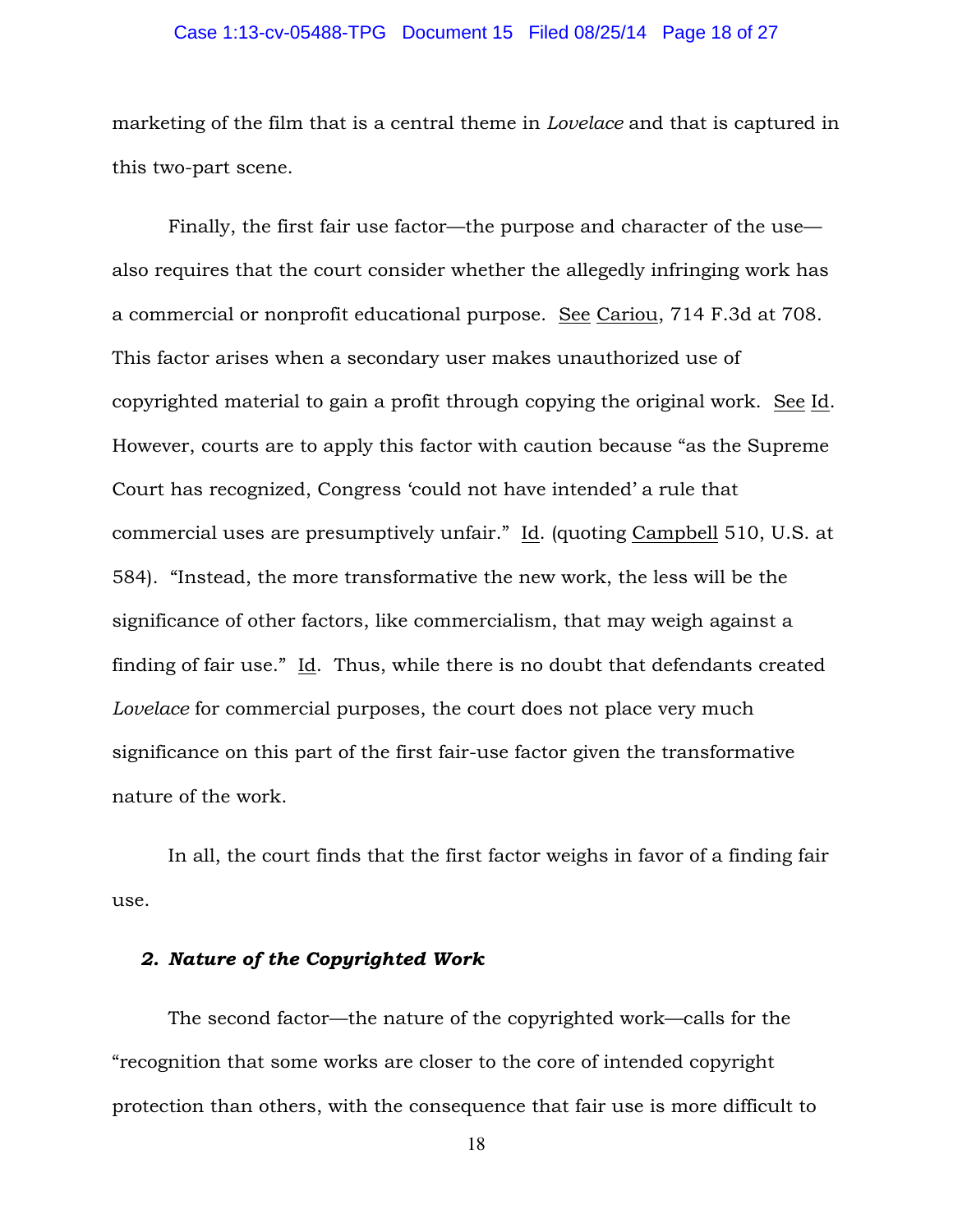marketing of the film that is a central theme in *Lovelace* and that is captured in this two-part scene.

Finally, the first fair use factor—the purpose and character of the use—also requires that the court consider whether the allegedly infringing work has a commercial or nonprofit educational purpose. See Cariou, 714 F.3d at 708. This factor arises when a secondary user makes unauthorized use of copyrighted material to gain a profit through copying the original work. See Id. However, courts are to apply this factor with caution because "as the Supreme Court has recognized, Congress 'could not have intended' a rule that commercial uses are presumptively unfair." Id. (quoting Campbell 510, U.S. at 584). "Instead, the more transformative the new work, the less will be the significance of other factors, like commercialism, that may weigh against a finding of fair use." Id. Thus, while there is no doubt that defendants created *Lovelace* for commercial purposes, the court does not place very much significance on this part of the first fair-use factor given the transformative nature of the work.

In all, the court finds that the first factor weighs in favor of a finding fair use.

### *2. Nature of the Copyrighted Work*

The second factor—the nature of the copyrighted work—calls for the "recognition that some works are closer to the core of intended copyright protection than others, with the consequence that fair use is more difficult to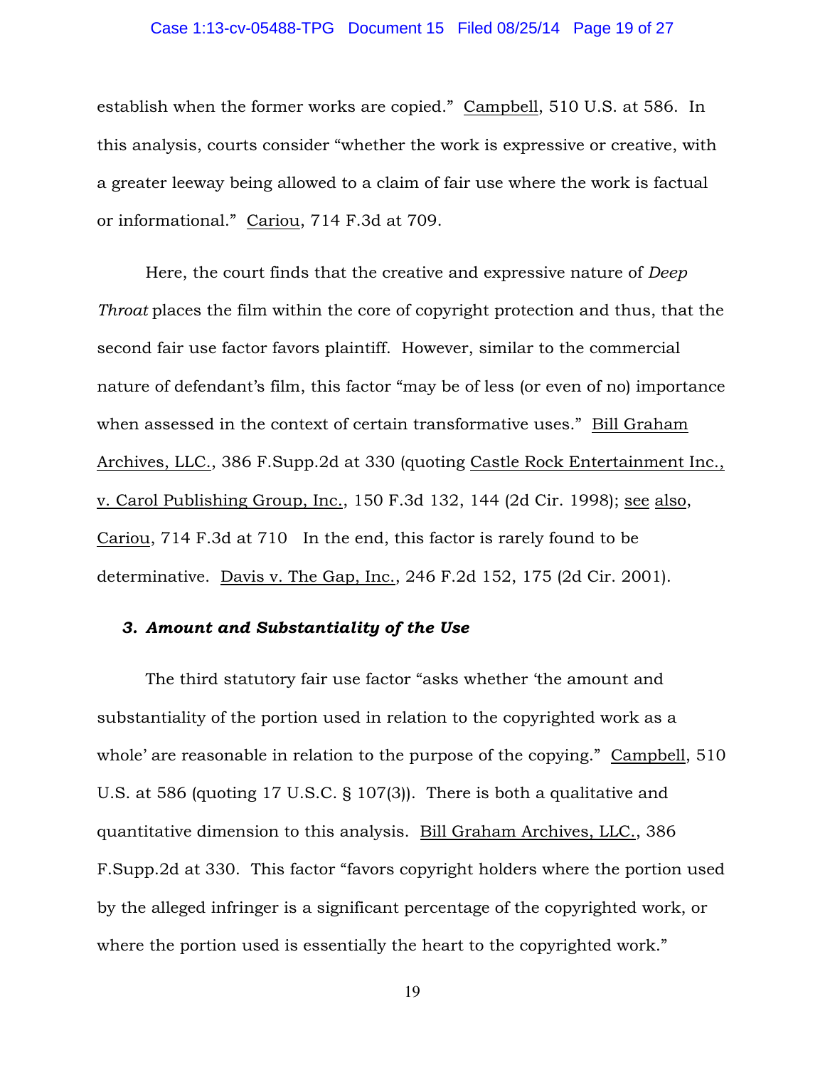establish when the former works are copied." Campbell, 510 U.S. at 586. In this analysis, courts consider "whether the work is expressive or creative, with a greater leeway being allowed to a claim of fair use where the work is factual or informational." Cariou, 714 F.3d at 709.

Here, the court finds that the creative and expressive nature of *Deep Throat* places the film within the core of copyright protection and thus, that the second fair use factor favors plaintiff. However, similar to the commercial nature of defendant's film, this factor "may be of less (or even of no) importance when assessed in the context of certain transformative uses." Bill Graham Archives, LLC., 386 F.Supp.2d at 330 (quoting Castle Rock Entertainment Inc., v. Carol Publishing Group, Inc., 150 F.3d 132, 144 (2d Cir. 1998); see also, Cariou, 714 F.3d at 710 In the end, this factor is rarely found to be determinative. Davis v. The Gap, Inc., 246 F.2d 152, 175 (2d Cir. 2001).

### *3. Amount and Substantiality of the Use*

The third statutory fair use factor "asks whether 'the amount and substantiality of the portion used in relation to the copyrighted work as a whole' are reasonable in relation to the purpose of the copying." Campbell, 510 U.S. at 586 (quoting 17 U.S.C. § 107(3)). There is both a qualitative and quantitative dimension to this analysis. Bill Graham Archives, LLC., 386 F.Supp.2d at 330. This factor "favors copyright holders where the portion used by the alleged infringer is a significant percentage of the copyrighted work, or where the portion used is essentially the heart to the copyrighted work."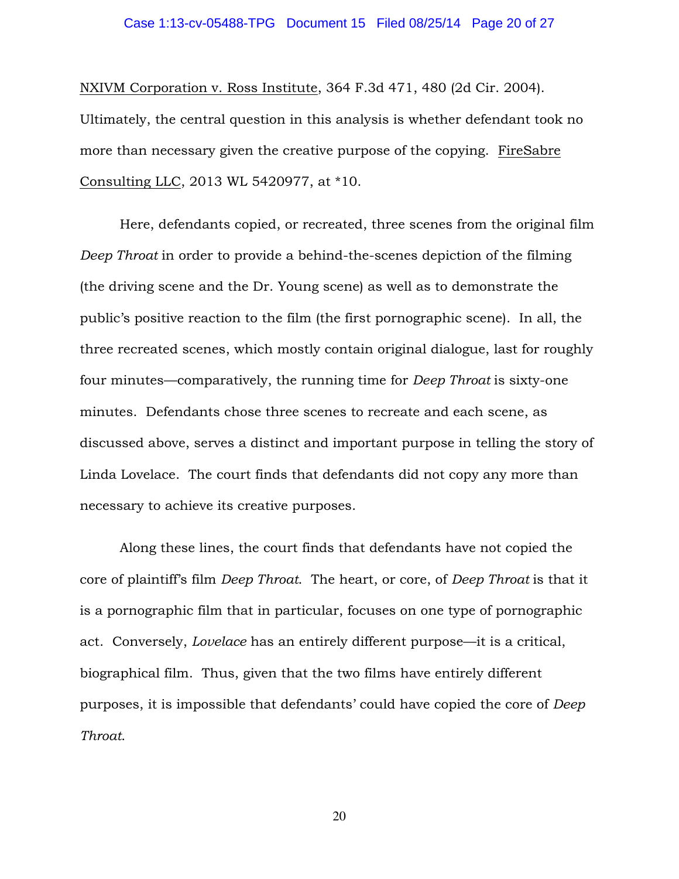NXIVM Corporation v. Ross Institute, 364 F.3d 471, 480 (2d Cir. 2004). Ultimately, the central question in this analysis is whether defendant took no more than necessary given the creative purpose of the copying. FireSabre Consulting LLC, 2013 WL 5420977, at *10.

Here, defendants copied, or recreated, three scenes from the original film *Deep Throat* in order to provide a behind-the-scenes depiction of the filming (the driving scene and the Dr. Young scene) as well as to demonstrate the public's positive reaction to the film (the first pornographic scene). In all, the three recreated scenes, which mostly contain original dialogue, last for roughly four minutes—comparatively, the running time for *Deep Throat* is sixty-one minutes. Defendants chose three scenes to recreate and each scene, as discussed above, serves a distinct and important purpose in telling the story of Linda Lovelace. The court finds that defendants did not copy any more than necessary to achieve its creative purposes.

Along these lines, the court finds that defendants have not copied the core of plaintiff's film *Deep Throat*. The heart, or core, of *Deep Throat* is that it is a pornographic film that in particular, focuses on one type of pornographic act. Conversely, *Lovelace* has an entirely different purpose—it is a critical, biographical film. Thus, given that the two films have entirely different purposes, it is impossible that defendants' could have copied the core of *Deep Throat*.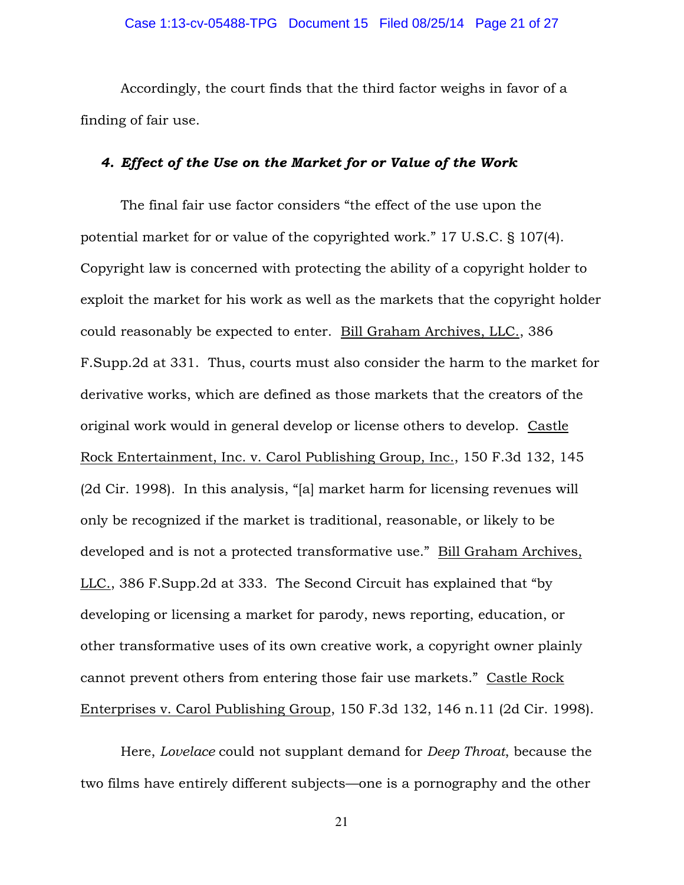Accordingly, the court finds that the third factor weighs in favor of a finding of fair use.

#### *4. Effect of the Use on the Market for or Value of the Work*

The final fair use factor considers "the effect of the use upon the potential market for or value of the copyrighted work." 17 U.S.C. § 107(4). Copyright law is concerned with protecting the ability of a copyright holder to exploit the market for his work as well as the markets that the copyright holder could reasonably be expected to enter. Bill Graham Archives, LLC., 386 F.Supp.2d at 331. Thus, courts must also consider the harm to the market for derivative works, which are defined as those markets that the creators of the original work would in general develop or license others to develop. Castle Rock Entertainment, Inc. v. Carol Publishing Group, Inc., 150 F.3d 132, 145 (2d Cir. 1998). In this analysis, "[a] market harm for licensing revenues will only be recognized if the market is traditional, reasonable, or likely to be developed and is not a protected transformative use." Bill Graham Archives, LLC., 386 F.Supp.2d at 333. The Second Circuit has explained that "by developing or licensing a market for parody, news reporting, education, or other transformative uses of its own creative work, a copyright owner plainly cannot prevent others from entering those fair use markets." Castle Rock Enterprises v. Carol Publishing Group, 150 F.3d 132, 146 n.11 (2d Cir. 1998).

Here, *Lovelace* could not supplant demand for *Deep Throat*, because the two films have entirely different subjects—one is a pornography and the other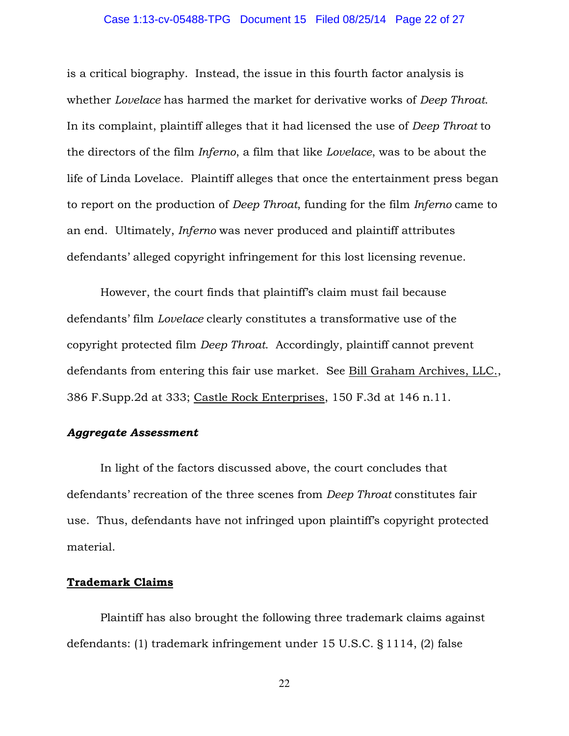is a critical biography. Instead, the issue in this fourth factor analysis is whether *Lovelace* has harmed the market for derivative works of *Deep Throat*. In its complaint, plaintiff alleges that it had licensed the use of *Deep Throat* to the directors of the film *Inferno*, a film that like *Lovelace*, was to be about the life of Linda Lovelace. Plaintiff alleges that once the entertainment press began to report on the production of *Deep Throat*, funding for the film *Inferno* came to an end. Ultimately, *Inferno* was never produced and plaintiff attributes defendants' alleged copyright infringement for this lost licensing revenue.

However, the court finds that plaintiff's claim must fail because defendants' film *Lovelace* clearly constitutes a transformative use of the copyright protected film *Deep Throat*. Accordingly, plaintiff cannot prevent defendants from entering this fair use market. See Bill Graham Archives, LLC., 386 F.Supp.2d at 333; Castle Rock Enterprises, 150 F.3d at 146 n.11.

***Aggregate Assessment***

In light of the factors discussed above, the court concludes that defendants' recreation of the three scenes from *Deep Throat* constitutes fair use. Thus, defendants have not infringed upon plaintiff's copyright protected material.

**Trademark Claims**

Plaintiff has also brought the following three trademark claims against defendants: (1) trademark infringement under 15 U.S.C. § 1114, (2) false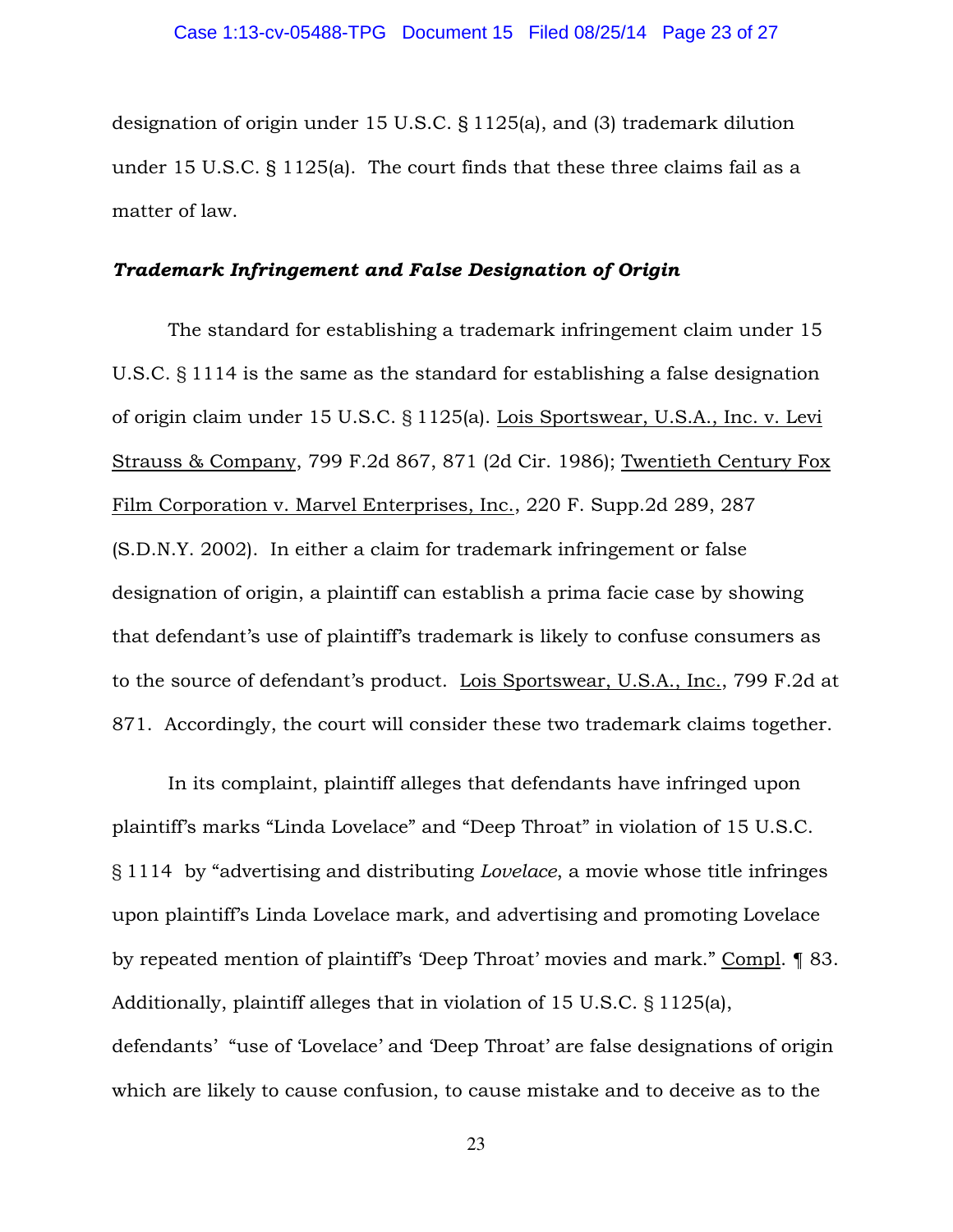designation of origin under 15 U.S.C. § 1125(a), and (3) trademark dilution under 15 U.S.C. § 1125(a). The court finds that these three claims fail as a matter of law.

***Trademark Infringement and False Designation of Origin***

The standard for establishing a trademark infringement claim under 15 U.S.C. § 1114 is the same as the standard for establishing a false designation of origin claim under 15 U.S.C. § 1125(a). Lois Sportswear, U.S.A., Inc. v. Levi Strauss & Company, 799 F.2d 867, 871 (2d Cir. 1986); Twentieth Century Fox Film Corporation v. Marvel Enterprises, Inc., 220 F. Supp.2d 289, 287 (S.D.N.Y. 2002). In either a claim for trademark infringement or false designation of origin, a plaintiff can establish a prima facie case by showing that defendant's use of plaintiff's trademark is likely to confuse consumers as to the source of defendant's product. Lois Sportswear, U.S.A., Inc., 799 F.2d at 871. Accordingly, the court will consider these two trademark claims together.

In its complaint, plaintiff alleges that defendants have infringed upon plaintiff's marks "Linda Lovelace" and "Deep Throat" in violation of 15 U.S.C. § 1114 by "advertising and distributing *Lovelace*, a movie whose title infringes upon plaintiff's Linda Lovelace mark, and advertising and promoting Lovelace by repeated mention of plaintiff's 'Deep Throat' movies and mark." Compl. ¶ 83. Additionally, plaintiff alleges that in violation of 15 U.S.C. § 1125(a), defendants' "use of 'Lovelace' and 'Deep Throat' are false designations of origin which are likely to cause confusion, to cause mistake and to deceive as to the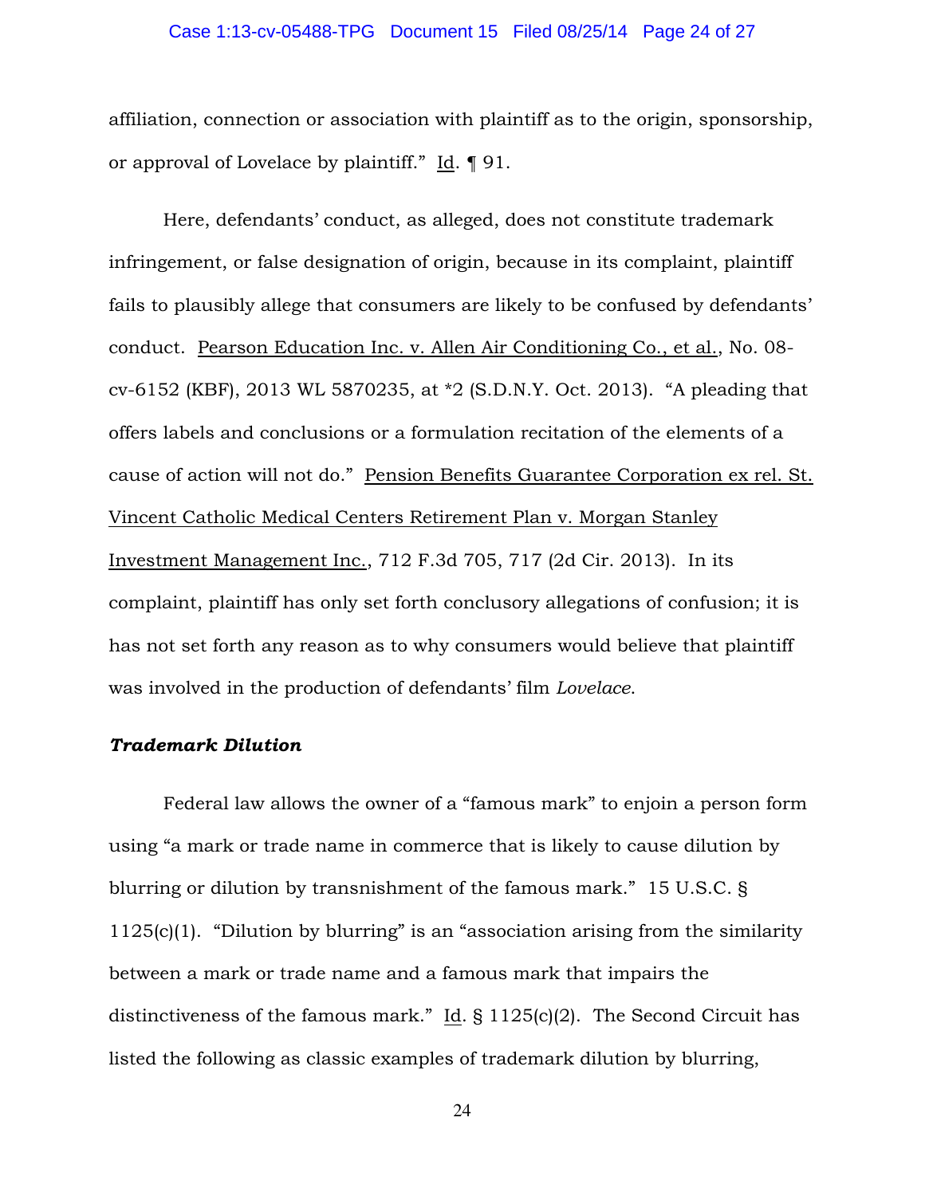affiliation, connection or association with plaintiff as to the origin, sponsorship, or approval of Lovelace by plaintiff." Id. ¶ 91.

Here, defendants' conduct, as alleged, does not constitute trademark infringement, or false designation of origin, because in its complaint, plaintiff fails to plausibly allege that consumers are likely to be confused by defendants' conduct. Pearson Education Inc. v. Allen Air Conditioning Co., et al., No. 08-cv-6152 (KBF), 2013 WL 5870235, at *2 (S.D.N.Y. Oct. 2013). "A pleading that offers labels and conclusions or a formulation recitation of the elements of a cause of action will not do." Pension Benefits Guarantee Corporation ex rel. St. Vincent Catholic Medical Centers Retirement Plan v. Morgan Stanley Investment Management Inc., 712 F.3d 705, 717 (2d Cir. 2013). In its complaint, plaintiff has only set forth conclusory allegations of confusion; it is has not set forth any reason as to why consumers would believe that plaintiff was involved in the production of defendants' film *Lovelace*.

### ***Trademark Dilution***

Federal law allows the owner of a "famous mark" to enjoin a person form using "a mark or trade name in commerce that is likely to cause dilution by blurring or dilution by transnishment of the famous mark." 15 U.S.C. § 1125(c)(1). "Dilution by blurring" is an "association arising from the similarity between a mark or trade name and a famous mark that impairs the distinctiveness of the famous mark." Id. § 1125(c)(2). The Second Circuit has listed the following as classic examples of trademark dilution by blurring,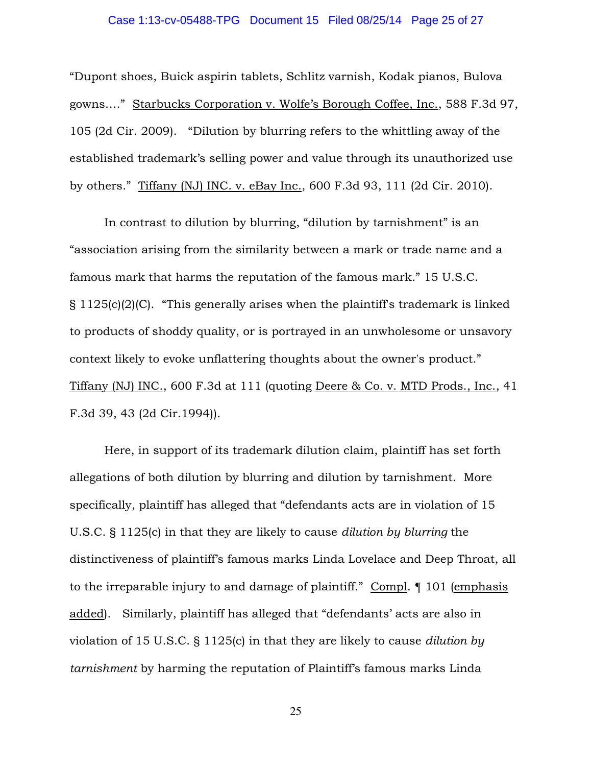"Dupont shoes, Buick aspirin tablets, Schlitz varnish, Kodak pianos, Bulova gowns…." Starbucks Corporation v. Wolfe's Borough Coffee, Inc., 588 F.3d 97, 105 (2d Cir. 2009). "Dilution by blurring refers to the whittling away of the established trademark's selling power and value through its unauthorized use by others." Tiffany (NJ) INC. v. eBay Inc., 600 F.3d 93, 111 (2d Cir. 2010).

In contrast to dilution by blurring, "dilution by tarnishment" is an "association arising from the similarity between a mark or trade name and a famous mark that harms the reputation of the famous mark." 15 U.S.C. § 1125(c)(2)(C). "This generally arises when the plaintiff's trademark is linked to products of shoddy quality, or is portrayed in an unwholesome or unsavory context likely to evoke unflattering thoughts about the owner's product." Tiffany (NJ) INC., 600 F.3d at 111 (quoting Deere & Co. v. MTD Prods., Inc., 41 F.3d 39, 43 (2d Cir.1994)).

Here, in support of its trademark dilution claim, plaintiff has set forth allegations of both dilution by blurring and dilution by tarnishment. More specifically, plaintiff has alleged that "defendants acts are in violation of 15 U.S.C. § 1125(c) in that they are likely to cause *dilution by blurring* the distinctiveness of plaintiff's famous marks Linda Lovelace and Deep Throat, all to the irreparable injury to and damage of plaintiff." Compl. ¶ 101 (emphasis added). Similarly, plaintiff has alleged that "defendants' acts are also in violation of 15 U.S.C. § 1125(c) in that they are likely to cause *dilution by tarnishment* by harming the reputation of Plaintiff's famous marks Linda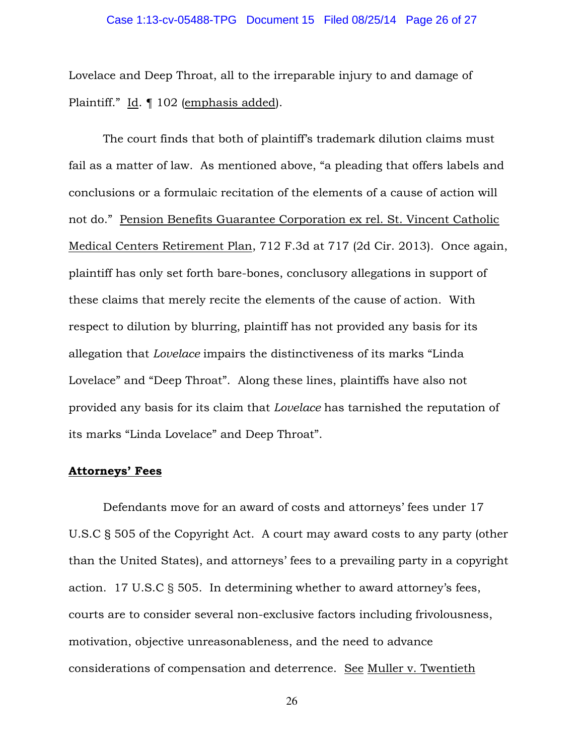Lovelace and Deep Throat, all to the irreparable injury to and damage of Plaintiff." Id. ¶ 102 (emphasis added).

The court finds that both of plaintiff's trademark dilution claims must fail as a matter of law. As mentioned above, "a pleading that offers labels and conclusions or a formulaic recitation of the elements of a cause of action will not do." Pension Benefits Guarantee Corporation ex rel. St. Vincent Catholic Medical Centers Retirement Plan, 712 F.3d at 717 (2d Cir. 2013). Once again, plaintiff has only set forth bare-bones, conclusory allegations in support of these claims that merely recite the elements of the cause of action. With respect to dilution by blurring, plaintiff has not provided any basis for its allegation that *Lovelace* impairs the distinctiveness of its marks "Linda Lovelace" and "Deep Throat". Along these lines, plaintiffs have also not provided any basis for its claim that *Lovelace* has tarnished the reputation of its marks "Linda Lovelace" and Deep Throat".

**Attorneys' Fees**

Defendants move for an award of costs and attorneys' fees under 17 U.S.C § 505 of the Copyright Act. A court may award costs to any party (other than the United States), and attorneys' fees to a prevailing party in a copyright action. 17 U.S.C § 505. In determining whether to award attorney's fees, courts are to consider several non-exclusive factors including frivolousness, motivation, objective unreasonableness, and the need to advance considerations of compensation and deterrence. See Muller v. Twentieth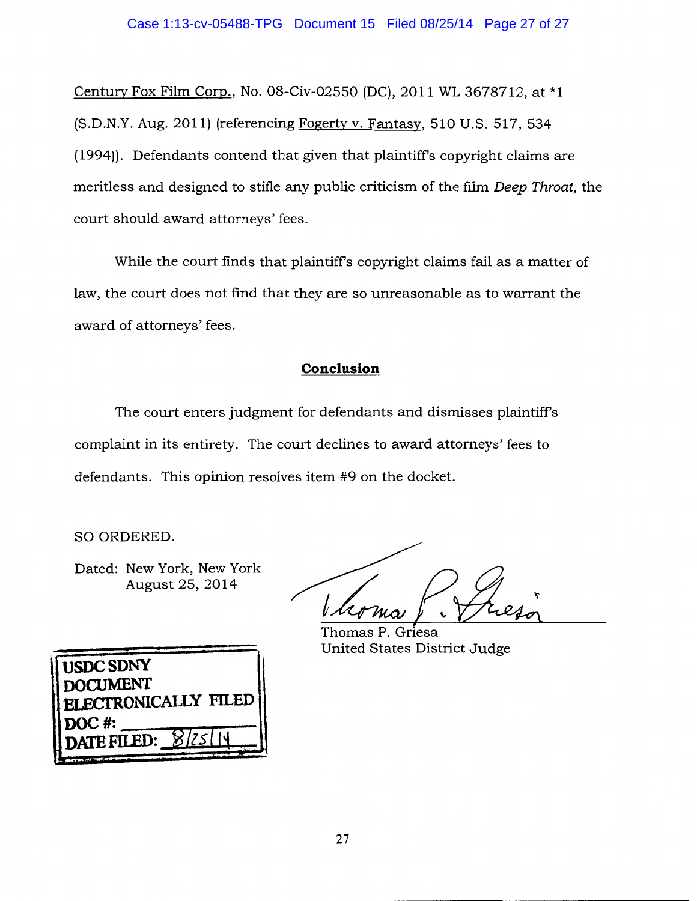Century Fox Film Corp., No. 08-Civ-02550 (DC), 2011 WL 3678712, at *1 (S.D.N.Y. Aug. 2011) (referencing Fogerty v. Fantasy, 510 U.S. 517, 534 (1994)). Defendants contend that given that plaintiff's copyright claims are meritless and designed to stifle any public criticism of the film *Deep Throat*, the court should award attorneys' fees.

While the court finds that plaintiff's copyright claims fail as a matter of law, the court does not find that they are so unreasonable as to warrant the award of attorneys' fees.

## Conclusion

The court enters judgment for defendants and dismisses plaintiff's complaint in its entirety. The court declines to award attorneys' fees to defendants. This opinion resolves item #9 on the docket.

SO ORDERED.

Dated: New York, New York
August 25, 2014

Thomas P. Griesa
United States District Judge

USDC SDNY
DOCUMENT
ELECTRONICALLY FILED
DOC #:
DATE FILED: 8/25/14